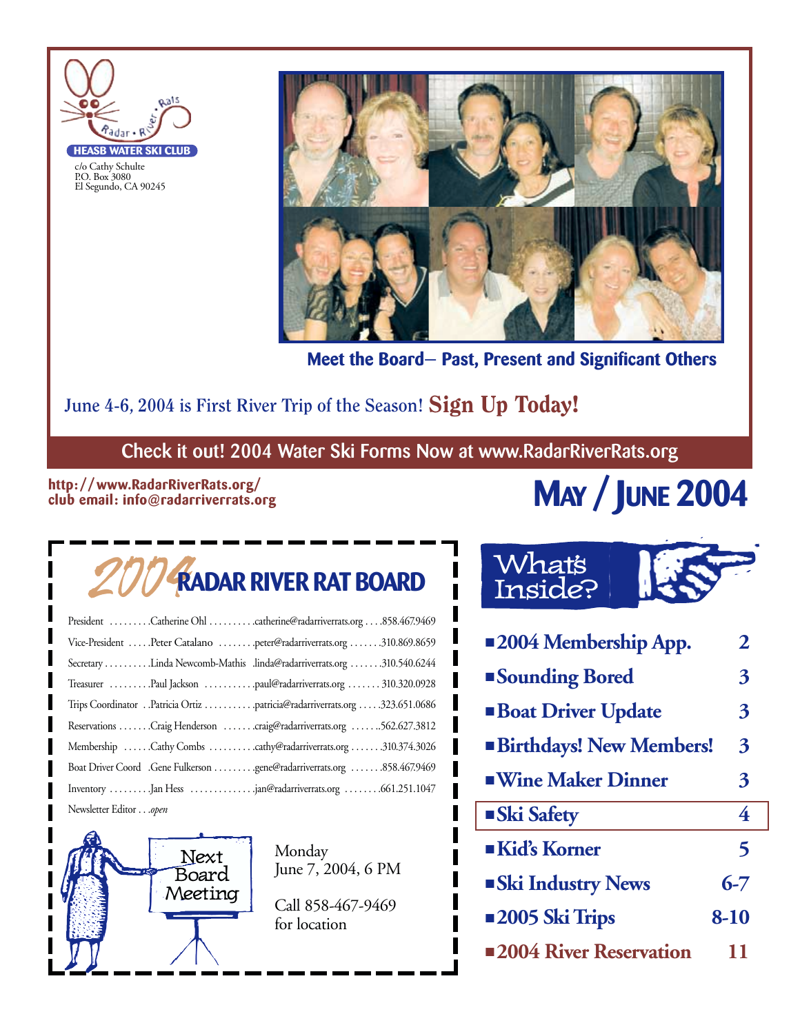Radar • River • Rats

**HEASB WATER SKI CLUB**

c/o Cathy Schulte
P.O. Box 3080
El Segundo, CA 90245

**Meet the Board– Past, Present and Significant Others**

June 4-6, 2004 is First River Trip of the Season! **Sign Up Today!**

**Check it out! 2004 Water Ski Forms Now at www.RadarRiverRats.org**

**http://www.RadarRiverRats.org/**
**club email: info@radarriverrats.org**

# MAY / JUNE 2004

## 2004 RADAR RIVER RAT BOARD

| Position | Name | Email | Phone |
|---|---|---|---|
| President | Catherine Ohl | catherine@radarriverrats.org | 858.467.9469 |
| Vice-President | Peter Catalano | peter@radarriverrats.org | 310.869.8659 |
| Secretary | Linda Newcomb-Mathis | linda@radarriverrats.org | 310.540.6244 |
| Treasurer | Paul Jackson | paul@radarriverrats.org | 310.320.0928 |
| Trips Coordinator | Patricia Ortiz | patricia@radarriverrats.org | 323.651.0686 |
| Reservations | Craig Henderson | craig@radarriverrats.org | 562.627.3812 |
| Membership | Cathy Combs | cathy@radarriverrats.org | 310.374.3026 |
| Boat Driver Coord | Gene Fulkerson | gene@radarriverrats.org | 858.467.9469 |
| Inventory | Jan Hess | jan@radarriverrats.org | 661.251.1047 |
| Newsletter Editor | *open* | | |

**Next Board Meeting**

Monday
June 7, 2004, 6 PM

Call 858-467-9469
for location

## What's Inside?

| | |
|---|---|
| ■ **2004 Membership App.** | **2** |
| ■ **Sounding Bored** | **3** |
| ■ **Boat Driver Update** | **3** |
| ■ **Birthdays! New Members!** | **3** |
| ■ **Wine Maker Dinner** | **3** |
| ■ **Ski Safety** | **4** |
| ■ **Kid's Korner** | **5** |
| ■ **Ski Industry News** | **6-7** |
| ■ **2005 Ski Trips** | **8-10** |
| ■ **2004 River Reservation** | **11** |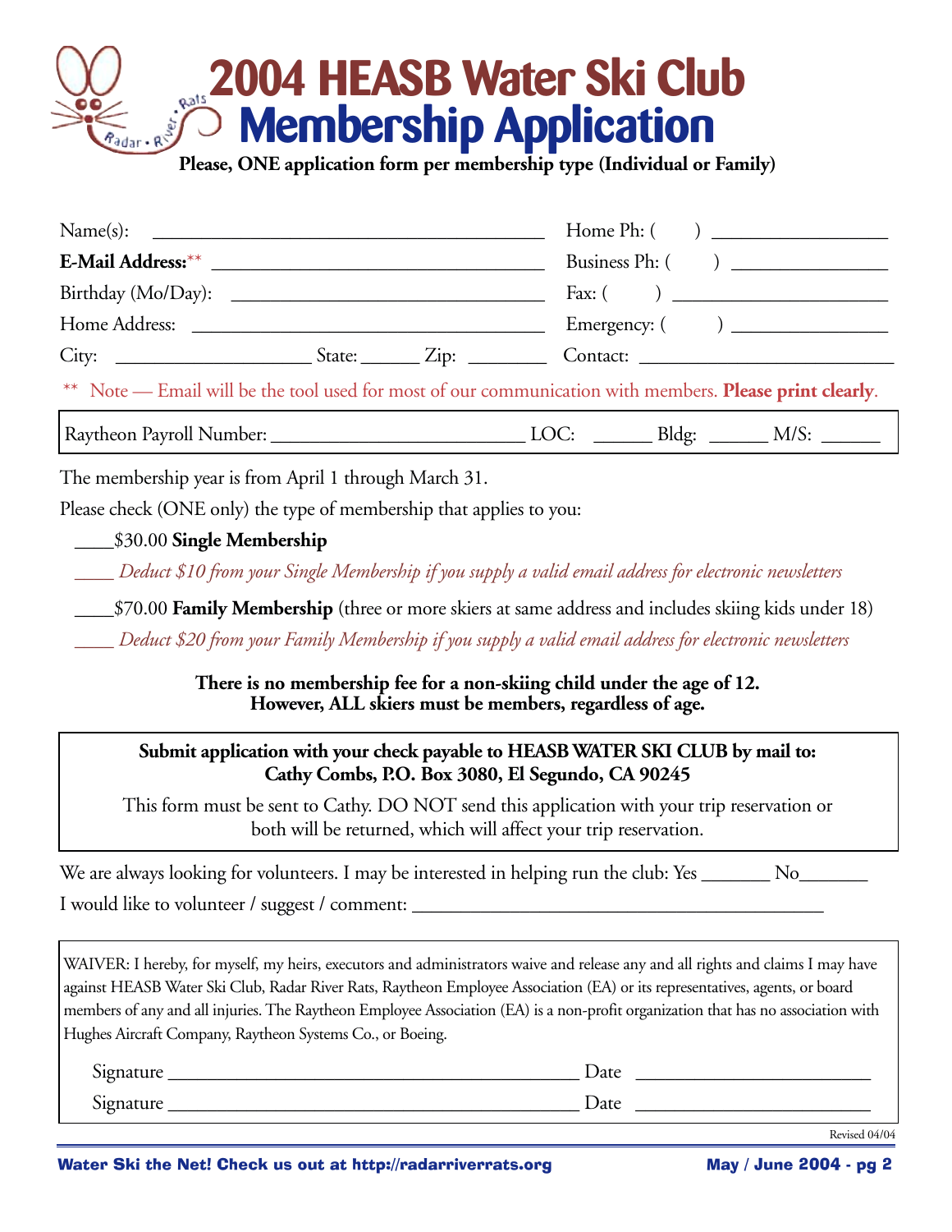# 2004 HEASB Water Ski Club Membership Application

**Please, ONE application form per membership type (Individual or Family)**

Name(s): ________________________________________ Home Ph: (     ) ________________

**E-Mail Address:**** ________________________________ Business Ph: (     ) ______________

Birthday (Mo/Day): ______________________________ Fax: (     ) ____________________

Home Address: __________________________________ Emergency: (     ) ______________

City: ___________________ State: ______ Zip: ________ Contact: ________________________

** Note — Email will be the tool used for most of our communication with members. **Please print clearly**.

Raytheon Payroll Number: _________________________ LOC: ______ Bldg: ______ M/S: ______

The membership year is from April 1 through March 31.

Please check (ONE only) the type of membership that applies to you:

____$30.00 **Single Membership**

____ *Deduct $10 from your Single Membership if you supply a valid email address for electronic newsletters*

____$70.00 **Family Membership** (three or more skiers at same address and includes skiing kids under 18)

____ *Deduct $20 from your Family Membership if you supply a valid email address for electronic newsletters*

**There is no membership fee for a non-skiing child under the age of 12.**
**However, ALL skiers must be members, regardless of age.**

**Submit application with your check payable to HEASB WATER SKI CLUB by mail to:**
**Cathy Combs, P.O. Box 3080, El Segundo, CA 90245**

This form must be sent to Cathy. DO NOT send this application with your trip reservation or both will be returned, which will affect your trip reservation.

We are always looking for volunteers. I may be interested in helping run the club: Yes _______ No_______

I would like to volunteer / suggest / comment: ________________________________________

WAIVER: I hereby, for myself, my heirs, executors and administrators waive and release any and all rights and claims I may have against HEASB Water Ski Club, Radar River Rats, Raytheon Employee Association (EA) or its representatives, agents, or board members of any and all injuries. The Raytheon Employee Association (EA) is a non-profit organization that has no association with Hughes Aircraft Company, Raytheon Systems Co., or Boeing.

Signature ________________________________________ Date ______________________

Signature ________________________________________ Date ______________________

Revised 04/04

Water Ski the Net! Check us out at http://radarriverrats.org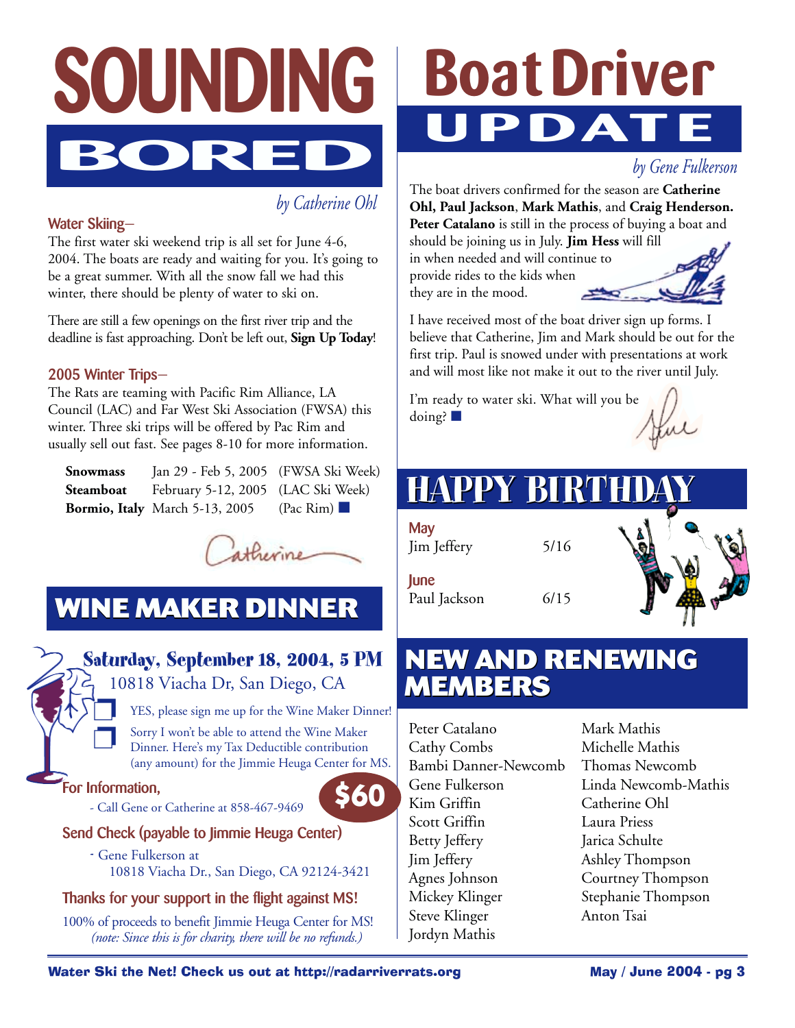# SOUNDING BORED

*by Catherine Ohl*

### Water Skiing–

The first water ski weekend trip is all set for June 4-6, 2004. The boats are ready and waiting for you. It's going to be a great summer. With all the snow fall we had this winter, there should be plenty of water to ski on.

There are still a few openings on the first river trip and the deadline is fast approaching. Don't be left out, **Sign Up Today**!

### 2005 Winter Trips–

The Rats are teaming with Pacific Rim Alliance, LA Council (LAC) and Far West Ski Association (FWSA) this winter. Three ski trips will be offered by Pac Rim and usually sell out fast. See pages 8-10 for more information.

| | | |
|---|---|---|
| **Snowmass** | Jan 29 - Feb 5, 2005 | (FWSA Ski Week) |
| **Steamboat** | February 5-12, 2005 | (LAC Ski Week) |
| **Bormio, Italy** | March 5-13, 2005 | (Pac Rim) ■ |

Catherine

## WINE MAKER DINNER

**Saturday, September 18, 2004, 5 PM**
10818 Viacha Dr, San Diego, CA

❒ YES, please sign me up for the Wine Maker Dinner!

❒ Sorry I won't be able to attend the Wine Maker Dinner. Here's my Tax Deductible contribution (any amount) for the Jimmie Heuga Center for MS.

**$60**

### For Information,

- Call Gene or Catherine at 858-467-9469

### Send Check (payable to Jimmie Heuga Center)

- Gene Fulkerson at
  10818 Viacha Dr., San Diego, CA 92124-3421

### Thanks for your support in the flight against MS!

100% of proceeds to benefit Jimmie Heuga Center for MS!
*(note: Since this is for charity, there will be no refunds.)*

# Boat Driver UPDATE

*by Gene Fulkerson*

The boat drivers confirmed for the season are **Catherine Ohl, Paul Jackson**, **Mark Mathis**, and **Craig Henderson. Peter Catalano** is still in the process of buying a boat and should be joining us in July. **Jim Hess** will fill in when needed and will continue to provide rides to the kids when they are in the mood.

I have received most of the boat driver sign up forms. I believe that Catherine, Jim and Mark should be out for the first trip. Paul is snowed under with presentations at work and will most like not make it out to the river until July.

I'm ready to water ski. What will you be doing? ■

Gene

## HAPPY BIRTHDAY

**May**

| | |
|---|---|
| Jim Jeffery | 5/16 |

**June**

| | |
|---|---|
| Paul Jackson | 6/15 |

## NEW AND RENEWING MEMBERS

Peter Catalano
Cathy Combs
Bambi Danner-Newcomb
Gene Fulkerson
Kim Griffin
Scott Griffin
Betty Jeffery
Jim Jeffery
Agnes Johnson
Mickey Klinger
Steve Klinger
Jordyn Mathis
Mark Mathis
Michelle Mathis
Thomas Newcomb
Linda Newcomb-Mathis
Catherine Ohl
Laura Priess
Jarica Schulte
Ashley Thompson
Courtney Thompson
Stephanie Thompson
Anton Tsai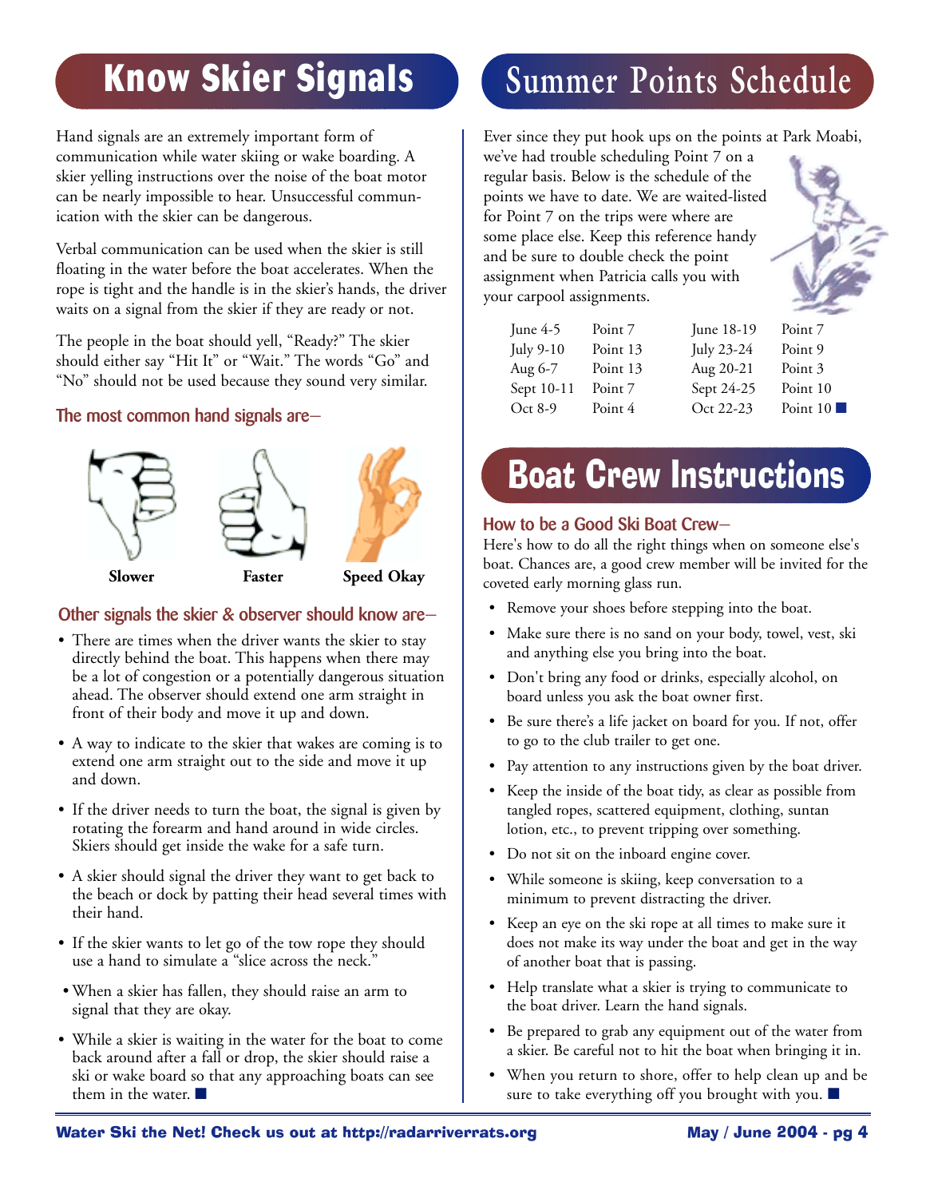# Know Skier Signals

Hand signals are an extremely important form of communication while water skiing or wake boarding. A skier yelling instructions over the noise of the boat motor can be nearly impossible to hear. Unsuccessful communication with the skier can be dangerous.

Verbal communication can be used when the skier is still floating in the water before the boat accelerates. When the rope is tight and the handle is in the skier's hands, the driver waits on a signal from the skier if they are ready or not.

The people in the boat should yell, "Ready?" The skier should either say "Hit It" or "Wait." The words "Go" and "No" should not be used because they sound very similar.

### The most common hand signals are–

**Slower** **Faster** **Speed Okay**

### Other signals the skier & observer should know are–

- There are times when the driver wants the skier to stay directly behind the boat. This happens when there may be a lot of congestion or a potentially dangerous situation ahead. The observer should extend one arm straight in front of their body and move it up and down.
- A way to indicate to the skier that wakes are coming is to extend one arm straight out to the side and move it up and down.
- If the driver needs to turn the boat, the signal is given by rotating the forearm and hand around in wide circles. Skiers should get inside the wake for a safe turn.
- A skier should signal the driver they want to get back to the beach or dock by patting their head several times with their hand.
- If the skier wants to let go of the tow rope they should use a hand to simulate a "slice across the neck."
- When a skier has fallen, they should raise an arm to signal that they are okay.
- While a skier is waiting in the water for the boat to come back around after a fall or drop, the skier should raise a ski or wake board so that any approaching boats can see them in the water. ■

# Summer Points Schedule

Ever since they put hook ups on the points at Park Moabi, we've had trouble scheduling Point 7 on a regular basis. Below is the schedule of the points we have to date. We are waited-listed for Point 7 on the trips were where are some place else. Keep this reference handy and be sure to double check the point assignment when Patricia calls you with your carpool assignments.

| | | | |
|---|---|---|---|
| June 4-5 | Point 7 | June 18-19 | Point 7 |
| July 9-10 | Point 13 | July 23-24 | Point 9 |
| Aug 6-7 | Point 13 | Aug 20-21 | Point 3 |
| Sept 10-11 | Point 7 | Sept 24-25 | Point 10 |
| Oct 8-9 | Point 4 | Oct 22-23 | Point 10 ■ |

# Boat Crew Instructions

### How to be a Good Ski Boat Crew–

Here's how to do all the right things when on someone else's boat. Chances are, a good crew member will be invited for the coveted early morning glass run.

- Remove your shoes before stepping into the boat.
- Make sure there is no sand on your body, towel, vest, ski and anything else you bring into the boat.
- Don't bring any food or drinks, especially alcohol, on board unless you ask the boat owner first.
- Be sure there's a life jacket on board for you. If not, offer to go to the club trailer to get one.
- Pay attention to any instructions given by the boat driver.
- Keep the inside of the boat tidy, as clear as possible from tangled ropes, scattered equipment, clothing, suntan lotion, etc., to prevent tripping over something.
- Do not sit on the inboard engine cover.
- While someone is skiing, keep conversation to a minimum to prevent distracting the driver.
- Keep an eye on the ski rope at all times to make sure it does not make its way under the boat and get in the way of another boat that is passing.
- Help translate what a skier is trying to communicate to the boat driver. Learn the hand signals.
- Be prepared to grab any equipment out of the water from a skier. Be careful not to hit the boat when bringing it in.
- When you return to shore, offer to help clean up and be sure to take everything off you brought with you. ■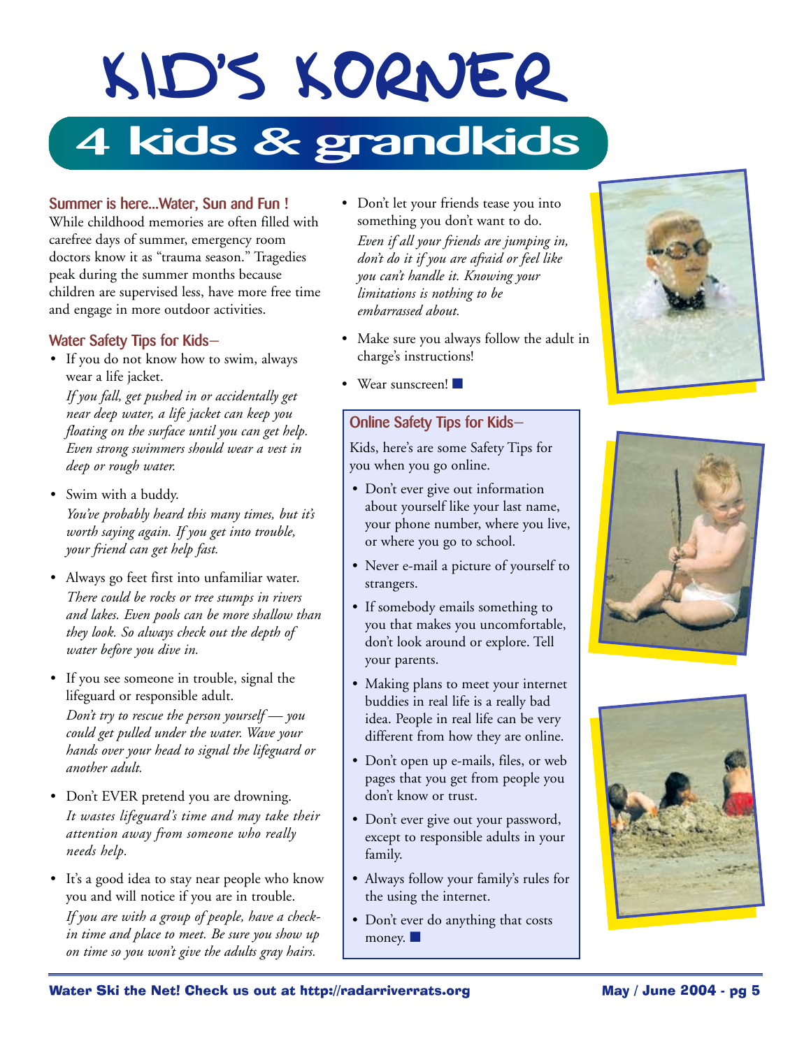# KID'S KORNER

## 4 kids & grandkids

### Summer is here...Water, Sun and Fun !

While childhood memories are often filled with carefree days of summer, emergency room doctors know it as "trauma season." Tragedies peak during the summer months because children are supervised less, have more free time and engage in more outdoor activities.

### Water Safety Tips for Kids–

- If you do not know how to swim, always wear a life jacket.
  *If you fall, get pushed in or accidentally get near deep water, a life jacket can keep you floating on the surface until you can get help. Even strong swimmers should wear a vest in deep or rough water.*
- Swim with a buddy.
  *You've probably heard this many times, but it's worth saying again. If you get into trouble, your friend can get help fast.*
- Always go feet first into unfamiliar water.
  *There could be rocks or tree stumps in rivers and lakes. Even pools can be more shallow than they look. So always check out the depth of water before you dive in.*
- If you see someone in trouble, signal the lifeguard or responsible adult.
  *Don't try to rescue the person yourself — you could get pulled under the water. Wave your hands over your head to signal the lifeguard or another adult.*
- Don't EVER pretend you are drowning.
  *It wastes lifeguard's time and may take their attention away from someone who really needs help.*
- It's a good idea to stay near people who know you and will notice if you are in trouble.
  *If you are with a group of people, have a check-in time and place to meet. Be sure you show up on time so you won't give the adults gray hairs.*
- Don't let your friends tease you into something you don't want to do.
  *Even if all your friends are jumping in, don't do it if you are afraid or feel like you can't handle it. Knowing your limitations is nothing to be embarrassed about.*
- Make sure you always follow the adult in charge's instructions!
- Wear sunscreen! ■

### Online Safety Tips for Kids–

Kids, here's are some Safety Tips for you when you go online.

- Don't ever give out information about yourself like your last name, your phone number, where you live, or where you go to school.
- Never e-mail a picture of yourself to strangers.
- If somebody emails something to you that makes you uncomfortable, don't look around or explore. Tell your parents.
- Making plans to meet your internet buddies in real life is a really bad idea. People in real life can be very different from how they are online.
- Don't open up e-mails, files, or web pages that you get from people you don't know or trust.
- Don't ever give out your password, except to responsible adults in your family.
- Always follow your family's rules for the using the internet.
- Don't ever do anything that costs money. ■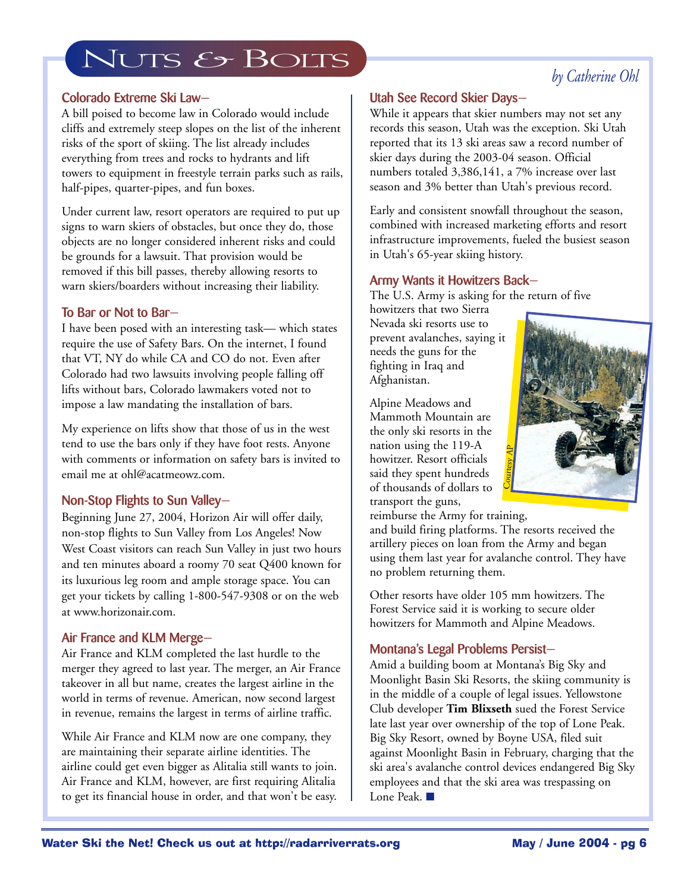# Nuts & Bolts

*by Catherine Ohl*

### Colorado Extreme Ski Law–

A bill poised to become law in Colorado would include cliffs and extremely steep slopes on the list of the inherent risks of the sport of skiing. The list already includes everything from trees and rocks to hydrants and lift towers to equipment in freestyle terrain parks such as rails, half-pipes, quarter-pipes, and fun boxes.

Under current law, resort operators are required to put up signs to warn skiers of obstacles, but once they do, those objects are no longer considered inherent risks and could be grounds for a lawsuit. That provision would be removed if this bill passes, thereby allowing resorts to warn skiers/boarders without increasing their liability.

### To Bar or Not to Bar–

I have been posed with an interesting task— which states require the use of Safety Bars. On the internet, I found that VT, NY do while CA and CO do not. Even after Colorado had two lawsuits involving people falling off lifts without bars, Colorado lawmakers voted not to impose a law mandating the installation of bars.

My experience on lifts show that those of us in the west tend to use the bars only if they have foot rests. Anyone with comments or information on safety bars is invited to email me at ohl@acatmeowz.com.

### Non-Stop Flights to Sun Valley–

Beginning June 27, 2004, Horizon Air will offer daily, non-stop flights to Sun Valley from Los Angeles! Now West Coast visitors can reach Sun Valley in just two hours and ten minutes aboard a roomy 70 seat Q400 known for its luxurious leg room and ample storage space. You can get your tickets by calling 1-800-547-9308 or on the web at www.horizonair.com.

### Air France and KLM Merge–

Air France and KLM completed the last hurdle to the merger they agreed to last year. The merger, an Air France takeover in all but name, creates the largest airline in the world in terms of revenue. American, now second largest in revenue, remains the largest in terms of airline traffic.

While Air France and KLM now are one company, they are maintaining their separate airline identities. The airline could get even bigger as Alitalia still wants to join. Air France and KLM, however, are first requiring Alitalia to get its financial house in order, and that won't be easy.

### Utah See Record Skier Days–

While it appears that skier numbers may not set any records this season, Utah was the exception. Ski Utah reported that its 13 ski areas saw a record number of skier days during the 2003-04 season. Official numbers totaled 3,386,141, a 7% increase over last season and 3% better than Utah's previous record.

Early and consistent snowfall throughout the season, combined with increased marketing efforts and resort infrastructure improvements, fueled the busiest season in Utah's 65-year skiing history.

### Army Wants it Howitzers Back–

The U.S. Army is asking for the return of five howitzers that two Sierra Nevada ski resorts use to prevent avalanches, saying it needs the guns for the fighting in Iraq and Afghanistan.

Alpine Meadows and Mammoth Mountain are the only ski resorts in the nation using the 119-A howitzer. Resort officials said they spent hundreds of thousands of dollars to transport the guns, reimburse the Army for training, and build firing platforms. The resorts received the artillery pieces on loan from the Army and began using them last year for avalanche control. They have no problem returning them.

Courtesy AP

Other resorts have older 105 mm howitzers. The Forest Service said it is working to secure older howitzers for Mammoth and Alpine Meadows.

### Montana's Legal Problems Persist–

Amid a building boom at Montana's Big Sky and Moonlight Basin Ski Resorts, the skiing community is in the middle of a couple of legal issues. Yellowstone Club developer **Tim Blixseth** sued the Forest Service late last year over ownership of the top of Lone Peak. Big Sky Resort, owned by Boyne USA, filed suit against Moonlight Basin in February, charging that the ski area's avalanche control devices endangered Big Sky employees and that the ski area was trespassing on Lone Peak. ■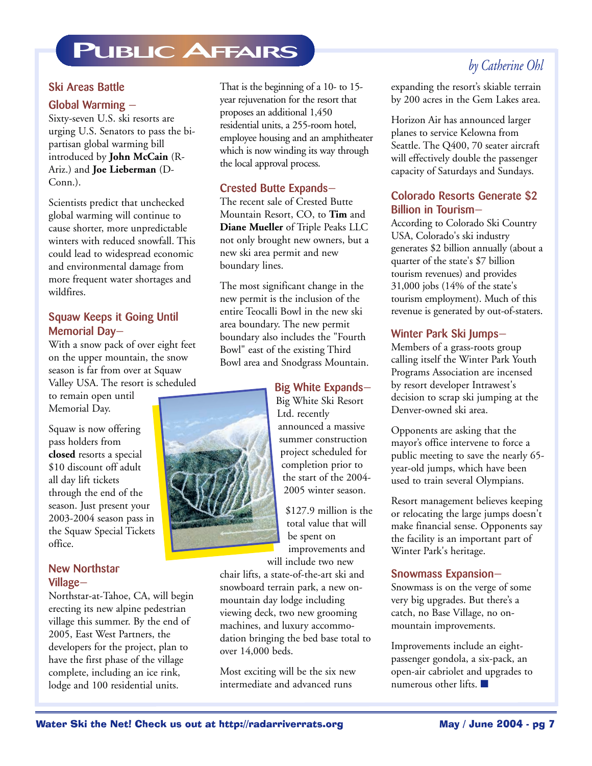# Public Affairs

*by Catherine Ohl*

### Ski Areas Battle Global Warming –

Sixty-seven U.S. ski resorts are urging U.S. Senators to pass the bi-partisan global warming bill introduced by **John McCain** (R-Ariz.) and **Joe Lieberman** (D-Conn.).

Scientists predict that unchecked global warming will continue to cause shorter, more unpredictable winters with reduced snowfall. This could lead to widespread economic and environmental damage from more frequent water shortages and wildfires.

### Squaw Keeps it Going Until Memorial Day–

With a snow pack of over eight feet on the upper mountain, the snow season is far from over at Squaw Valley USA. The resort is scheduled to remain open until Memorial Day.

Squaw is now offering pass holders from **closed** resorts a special $10 discount off adult all day lift tickets through the end of the season. Just present your 2003-2004 season pass in the Squaw Special Tickets office.

### New Northstar Village–

Northstar-at-Tahoe, CA, will begin erecting its new alpine pedestrian village this summer. By the end of 2005, East West Partners, the developers for the project, plan to have the first phase of the village complete, including an ice rink, lodge and 100 residential units.

That is the beginning of a 10- to 15-year rejuvenation for the resort that proposes an additional 1,450 residential units, a 255-room hotel, employee housing and an amphitheater which is now winding its way through the local approval process.

### Crested Butte Expands–

The recent sale of Crested Butte Mountain Resort, CO, to **Tim** and **Diane Mueller** of Triple Peaks LLC not only brought new owners, but a new ski area permit and new boundary lines.

The most significant change in the new permit is the inclusion of the entire Teocalli Bowl in the new ski area boundary. The new permit boundary also includes the "Fourth Bowl" east of the existing Third Bowl area and Snodgrass Mountain.

### Big White Expands–

Big White Ski Resort Ltd. recently announced a massive summer construction project scheduled for completion prior to the start of the 2004-2005 winter season.

$127.9 million is the total value that will be spent on improvements and will include two new chair lifts, a state-of-the-art ski and snowboard terrain park, a new on-mountain day lodge including viewing deck, two new grooming machines, and luxury accommodation bringing the bed base total to over 14,000 beds.

Most exciting will be the six new intermediate and advanced runs expanding the resort's skiable terrain by 200 acres in the Gem Lakes area.

Horizon Air has announced larger planes to service Kelowna from Seattle. The Q400, 70 seater aircraft will effectively double the passenger capacity of Saturdays and Sundays.

### Colorado Resorts Generate $2 Billion in Tourism–

According to Colorado Ski Country USA, Colorado's ski industry generates $2 billion annually (about a quarter of the state's $7 billion tourism revenues) and provides 31,000 jobs (14% of the state's tourism employment). Much of this revenue is generated by out-of-staters.

### Winter Park Ski Jumps–

Members of a grass-roots group calling itself the Winter Park Youth Programs Association are incensed by resort developer Intrawest's decision to scrap ski jumping at the Denver-owned ski area.

Opponents are asking that the mayor's office intervene to force a public meeting to save the nearly 65-year-old jumps, which have been used to train several Olympians.

Resort management believes keeping or relocating the large jumps doesn't make financial sense. Opponents say the facility is an important part of Winter Park's heritage.

### Snowmass Expansion–

Snowmass is on the verge of some very big upgrades. But there's a catch, no Base Village, no on-mountain improvements.

Improvements include an eight-passenger gondola, a six-pack, an open-air cabriolet and upgrades to numerous other lifts. ■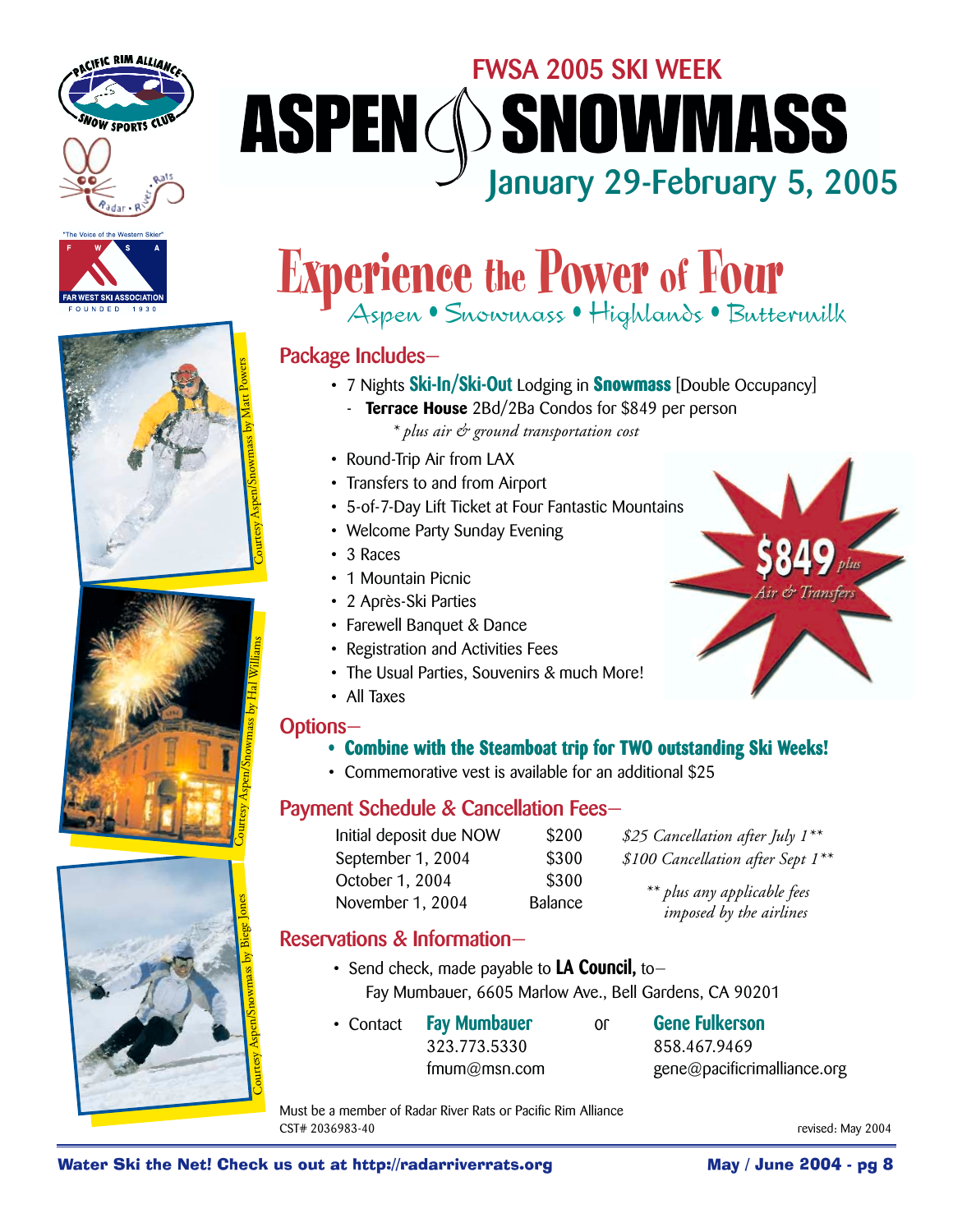## FWSA 2005 SKI WEEK

# ASPEN SNOWMASS

## January 29-February 5, 2005

# Experience the Power of Four

*Aspen • Snowmass • Highlands • Buttermilk*

### Package Includes–

- 7 Nights **Ski-In/Ski-Out** Lodging in **Snowmass** [Double Occupancy]
  - **Terrace House** 2Bd/2Ba Condos for $849 per person
    *\* plus air & ground transportation cost*
- Round-Trip Air from LAX
- Transfers to and from Airport
- 5-of-7-Day Lift Ticket at Four Fantastic Mountains
- Welcome Party Sunday Evening
- 3 Races
- 1 Mountain Picnic
- 2 Après-Ski Parties
- Farewell Banquet & Dance
- Registration and Activities Fees
- The Usual Parties, Souvenirs & much More!
- All Taxes

**$849** *plus Air & Transfers*

### Options–

- **Combine with the Steamboat trip for TWO outstanding Ski Weeks!**
- Commemorative vest is available for an additional $25

### Payment Schedule & Cancellation Fees–

| | |
|---|---|
| Initial deposit due NOW | $200 |
| September 1, 2004 | $300 |
| October 1, 2004 | $300 |
| November 1, 2004 | Balance |

*$25 Cancellation after July 1\*\**
*$100 Cancellation after Sept 1\*\**

*\*\* plus any applicable fees imposed by the airlines*

### Reservations & Information–

- Send check, made payable to **LA Council,** to–
  Fay Mumbauer, 6605 Marlow Ave., Bell Gardens, CA 90201
- Contact **Fay Mumbauer** 323.773.5330 fmum@msn.com or **Gene Fulkerson** 858.467.9469 gene@pacificrimalliance.org

Must be a member of Radar River Rats or Pacific Rim Alliance

CST# 2036983-40

revised: May 2004

Courtesy Aspen/Snowmass by Matt Powers

Courtesy Aspen/Snowmass by Hal Williams

Courtesy Aspen/Snowmass by Biege Jones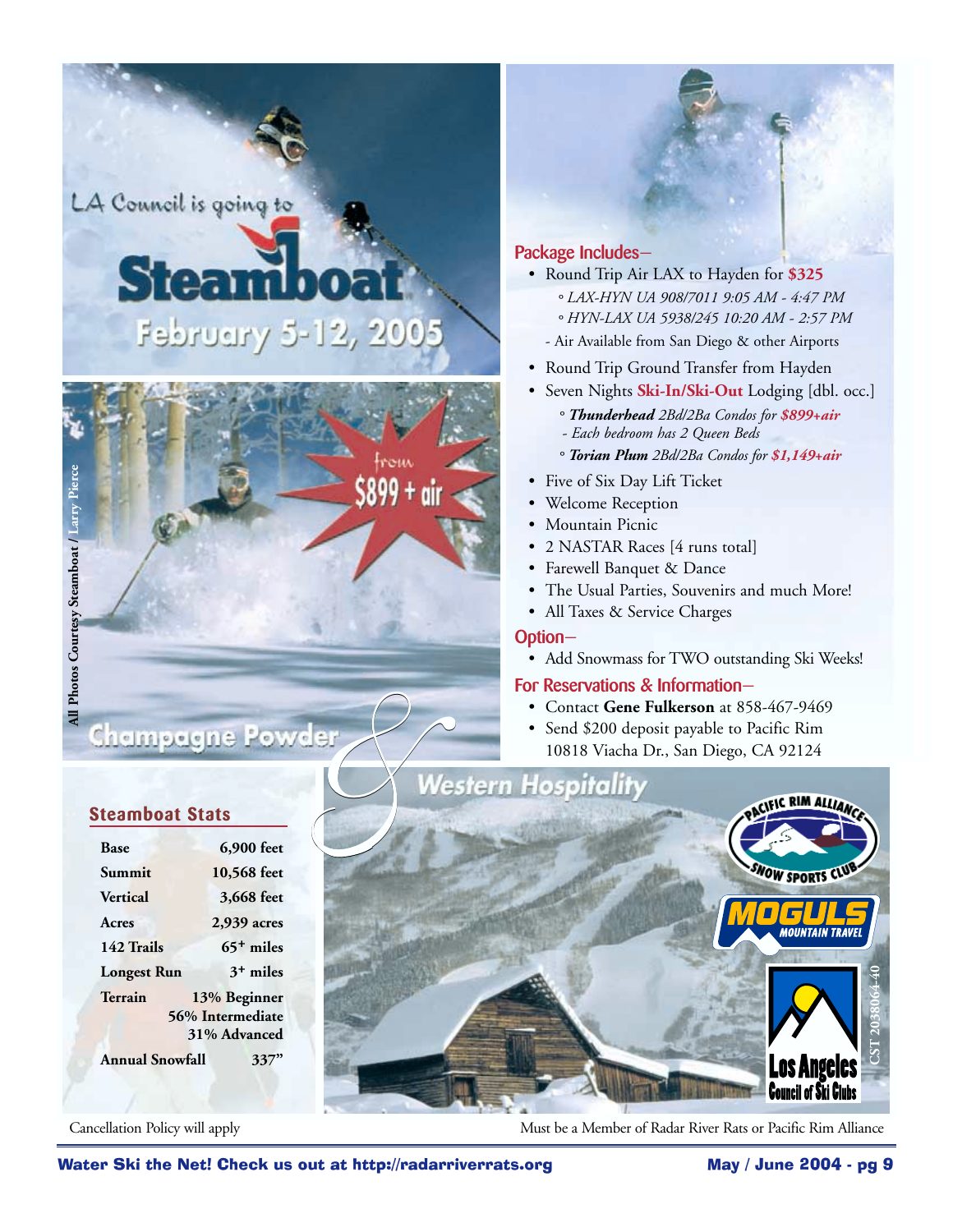LA Council is going to

# Steamboat

## February 5-12, 2005

from $899 + air

All Photos Courtesy Steamboat / Larry Pierce

Champagne Powder & Western Hospitality

### Package Includes–

- Round Trip Air LAX to Hayden for **$325**
  - *LAX-HYN UA 908/7011 9:05 AM - 4:47 PM*
  - *HYN-LAX UA 5938/245 10:20 AM - 2:57 PM*
  - Air Available from San Diego & other Airports
- Round Trip Ground Transfer from Hayden
- Seven Nights **Ski-In/Ski-Out** Lodging [dbl. occ.]
  - ***Thunderhead*** *2Bd/2Ba Condos for* ***$899+air***
  - *Each bedroom has 2 Queen Beds*
  - ***Torian Plum*** *2Bd/2Ba Condos for* ***$1,149+air***
- Five of Six Day Lift Ticket
- Welcome Reception
- Mountain Picnic
- 2 NASTAR Races [4 runs total]
- Farewell Banquet & Dance
- The Usual Parties, Souvenirs and much More!
- All Taxes & Service Charges

### Option–

- Add Snowmass for TWO outstanding Ski Weeks!

### For Reservations & Information–

- Contact **Gene Fulkerson** at 858-467-9469
- Send $200 deposit payable to Pacific Rim 10818 Viacha Dr., San Diego, CA 92124

### Steamboat Stats

| | |
|---|---|
| **Base** | **6,900 feet** |
| **Summit** | **10,568 feet** |
| **Vertical** | **3,668 feet** |
| **Acres** | **2,939 acres** |
| **142 Trails** | **65+ miles** |
| **Longest Run** | **3+ miles** |
| **Terrain** | **13% Beginner 56% Intermediate 31% Advanced** |
| **Annual Snowfall** | **337"** |

Pacific Rim Alliance Snow Sports Club

Moguls Mountain Travel

Los Angeles Council of Ski Clubs

CST 2038064-40

Cancellation Policy will apply

Must be a Member of Radar River Rats or Pacific Rim Alliance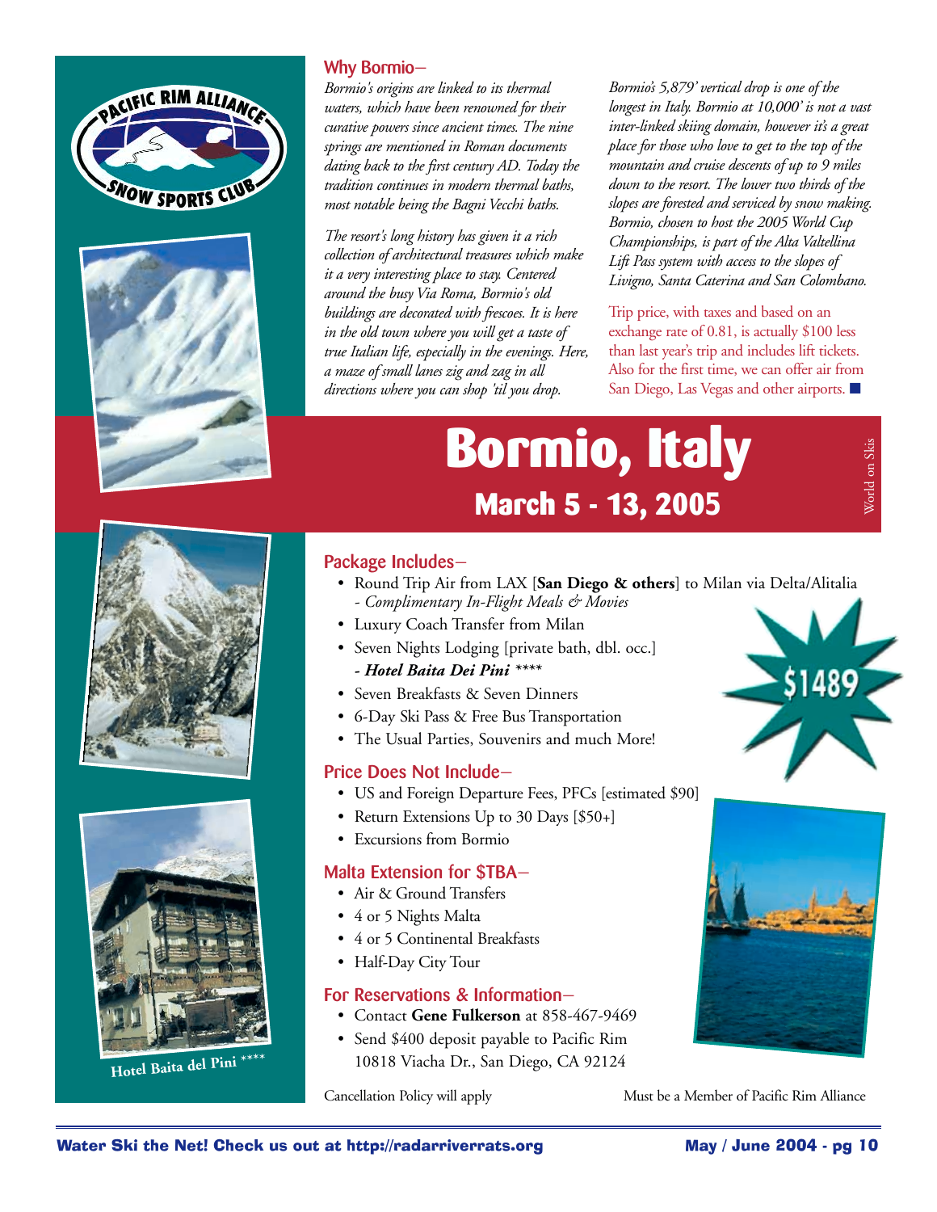## Why Bormio–

*Bormio's origins are linked to its thermal waters, which have been renowned for their curative powers since ancient times. The nine springs are mentioned in Roman documents dating back to the first century AD. Today the tradition continues in modern thermal baths, most notable being the Bagni Vecchi baths.*

*The resort's long history has given it a rich collection of architectural treasures which make it a very interesting place to stay. Centered around the busy Via Roma, Bormio's old buildings are decorated with frescoes. It is here in the old town where you will get a taste of true Italian life, especially in the evenings. Here, a maze of small lanes zig and zag in all directions where you can shop 'til you drop.*

*Bormio's 5,879' vertical drop is one of the longest in Italy. Bormio at 10,000' is not a vast inter-linked skiing domain, however it's a great place for those who love to get to the top of the mountain and cruise descents of up to 9 miles down to the resort. The lower two thirds of the slopes are forested and serviced by snow making. Bormio, chosen to host the 2005 World Cup Championships, is part of the Alta Valtellina Lift Pass system with access to the slopes of Livigno, Santa Caterina and San Colombano.*

Trip price, with taxes and based on an exchange rate of 0.81, is actually $100 less than last year's trip and includes lift tickets. Also for the first time, we can offer air from San Diego, Las Vegas and other airports. ■

# Bormio, Italy

## March 5 - 13, 2005

World on Skis

$1489

### Package Includes–

- Round Trip Air from LAX [**San Diego & others**] to Milan via Delta/Alitalia
  *- Complimentary In-Flight Meals & Movies*
- Luxury Coach Transfer from Milan
- Seven Nights Lodging [private bath, dbl. occ.]
  ***- Hotel Baita Dei Pini*** ****
- Seven Breakfasts & Seven Dinners
- 6-Day Ski Pass & Free Bus Transportation
- The Usual Parties, Souvenirs and much More!

### Price Does Not Include–

- US and Foreign Departure Fees, PFCs [estimated $90]
- Return Extensions Up to 30 Days [$50+]
- Excursions from Bormio

### Malta Extension for $TBA–

- Air & Ground Transfers
- 4 or 5 Nights Malta
- 4 or 5 Continental Breakfasts
- Half-Day City Tour

### For Reservations & Information–

- Contact **Gene Fulkerson** at 858-467-9469
- Send $400 deposit payable to Pacific Rim
  10818 Viacha Dr., San Diego, CA 92124

Cancellation Policy will apply

Must be a Member of Pacific Rim Alliance

Hotel Baita del Pini ****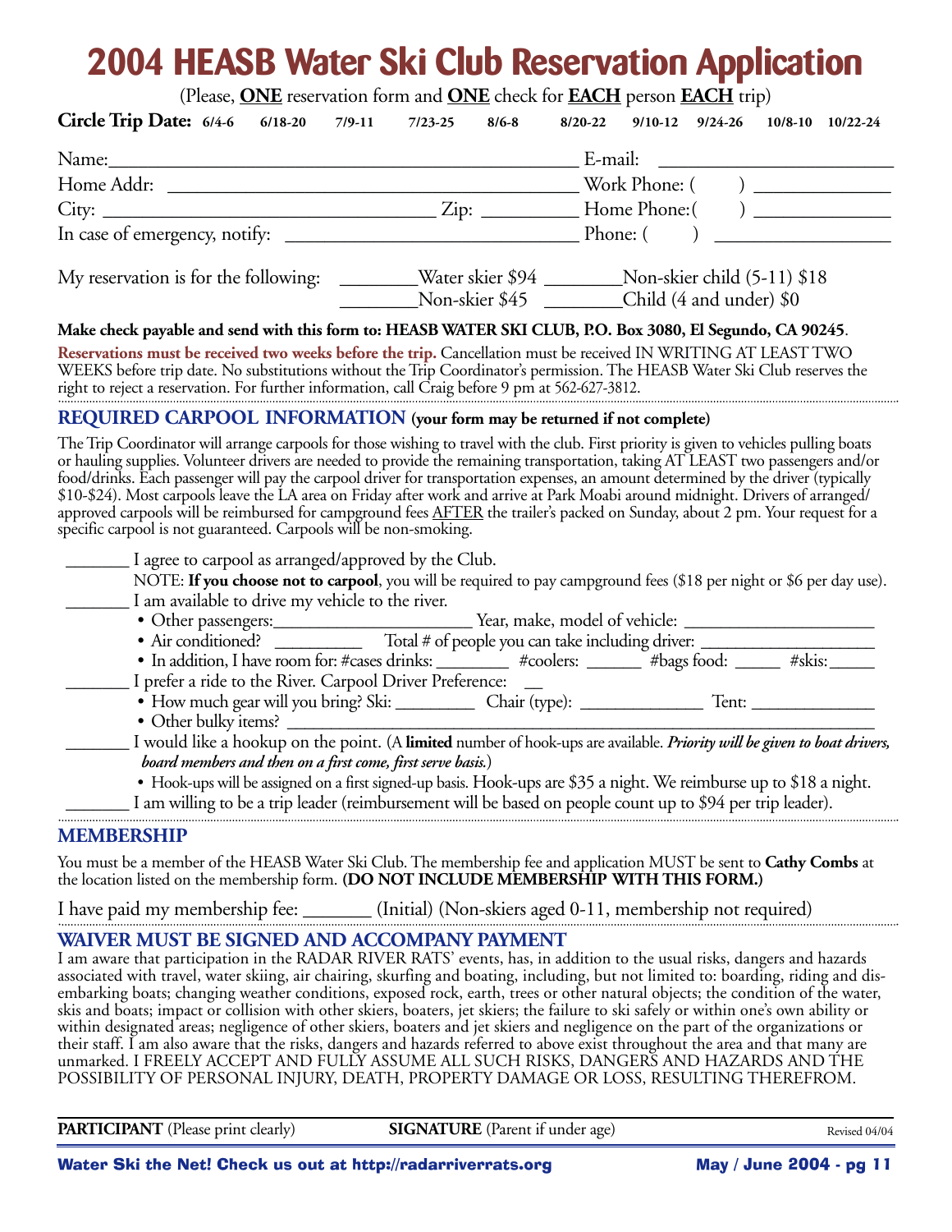# 2004 HEASB Water Ski Club Reservation Application

(Please, **ONE** reservation form and **ONE** check for **EACH** person **EACH** trip)

**Circle Trip Date:** 6/4-6 6/18-20 7/9-11 7/23-25 8/6-8 8/20-22 9/10-12 9/24-26 10/8-10 10/22-24

Name:______________________________ E-mail: ____________________

Home Addr: ____________________________ Work Phone: ( ) __________

City: ____________________ Zip: __________ Home Phone:( ) __________

In case of emergency, notify: ____________________ Phone: ( ) __________

My reservation is for the following: ________Water skier $94 ________Non-skier child (5-11) $18
________Non-skier $45 ________Child (4 and under) $0

**Make check payable and send with this form to: HEASB WATER SKI CLUB, P.O. Box 3080, El Segundo, CA 90245**.

**Reservations must be received two weeks before the trip.** Cancellation must be received IN WRITING AT LEAST TWO WEEKS before trip date. No substitutions without the Trip Coordinator's permission. The HEASB Water Ski Club reserves the right to reject a reservation. For further information, call Craig before 9 pm at 562-627-3812.

## REQUIRED CARPOOL INFORMATION (your form may be returned if not complete)

The Trip Coordinator will arrange carpools for those wishing to travel with the club. First priority is given to vehicles pulling boats or hauling supplies. Volunteer drivers are needed to provide the remaining transportation, taking AT LEAST two passengers and/or food/drinks. Each passenger will pay the carpool driver for transportation expenses, an amount determined by the driver (typically $10-$24). Most carpools leave the LA area on Friday after work and arrive at Park Moabi around midnight. Drivers of arranged/approved carpools will be reimbursed for campground fees AFTER the trailer's packed on Sunday, about 2 pm. Your request for a specific carpool is not guaranteed. Carpools will be non-smoking.

_______ I agree to carpool as arranged/approved by the Club.

NOTE: **If you choose not to carpool**, you will be required to pay campground fees ($18 per night or $6 per day use).

_______ I am available to drive my vehicle to the river.

- Other passengers:____________________ Year, make, model of vehicle: ____________________
- Air conditioned? __________ Total # of people you can take including driver: ____________________
- In addition, I have room for: #cases drinks: ________ #coolers: ______ #bags food: _____ #skis:_____

_______ I prefer a ride to the River. Carpool Driver Preference: __

- How much gear will you bring? Ski: _________ Chair (type): ______________ Tent: ______________
- Other bulky items? ____________________________________________

_______ I would like a hookup on the point. (A **limited** number of hook-ups are available. ***Priority will be given to boat drivers, board members and then on a first come, first serve basis.***)

- Hook-ups will be assigned on a first signed-up basis. Hook-ups are $35 a night. We reimburse up to $18 a night.

_______ I am willing to be a trip leader (reimbursement will be based on people count up to $94 per trip leader).

## MEMBERSHIP

You must be a member of the HEASB Water Ski Club. The membership fee and application MUST be sent to **Cathy Combs** at the location listed on the membership form. **(DO NOT INCLUDE MEMBERSHIP WITH THIS FORM.)**

I have paid my membership fee: _______ (Initial) (Non-skiers aged 0-11, membership not required)

## WAIVER MUST BE SIGNED AND ACCOMPANY PAYMENT

I am aware that participation in the RADAR RIVER RATS' events, has, in addition to the usual risks, dangers and hazards associated with travel, water skiing, air chairing, skurfing and boating, including, but not limited to: boarding, riding and disembarking boats; changing weather conditions, exposed rock, earth, trees or other natural objects; the condition of the water, skis and boats; impact or collision with other skiers, boaters, jet skiers; the failure to ski safely or within one's own ability or within designated areas; negligence of other skiers, boaters and jet skiers and negligence on the part of the organizations or their staff. I am also aware that the risks, dangers and hazards referred to above exist throughout the area and that many are unmarked. I FREELY ACCEPT AND FULLY ASSUME ALL SUCH RISKS, DANGERS AND HAZARDS AND THE POSSIBILITY OF PERSONAL INJURY, DEATH, PROPERTY DAMAGE OR LOSS, RESULTING THEREFROM.

**PARTICIPANT** (Please print clearly) **SIGNATURE** (Parent if under age) Revised 04/04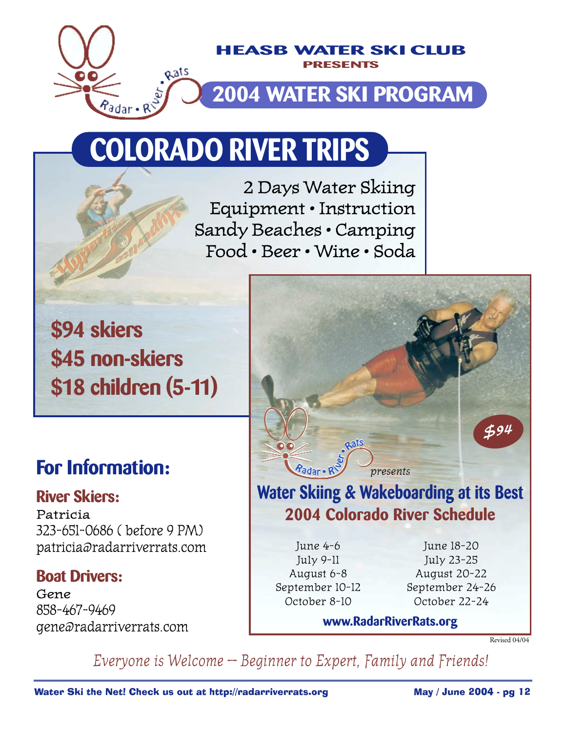HEASB WATER SKI CLUB
PRESENTS

# 2004 WATER SKI PROGRAM

## COLORADO RIVER TRIPS

2 Days Water Skiing
Equipment • Instruction
Sandy Beaches • Camping
Food • Beer • Wine • Soda

**$94 skiers**
**$45 non-skiers**
**$18 children (5-11)**

## For Information:

### River Skiers:

Patricia
323-651-0686 ( before 9 PM)
patricia@radarriverrats.com

### Boat Drivers:

Gene
858-467-9469
gene@radarriverrats.com

Radar • River • Rats *presents*

$94

### Water Skiing & Wakeboarding at its Best

### 2004 Colorado River Schedule

| | |
|---|---|
| June 4-6 | June 18-20 |
| July 9-11 | July 23-25 |
| August 6-8 | August 20-22 |
| September 10-12 | September 24-26 |
| October 8-10 | October 22-24 |

**www.RadarRiverRats.org**

Revised 04/04

*Everyone is Welcome — Beginner to Expert, Family and Friends!*